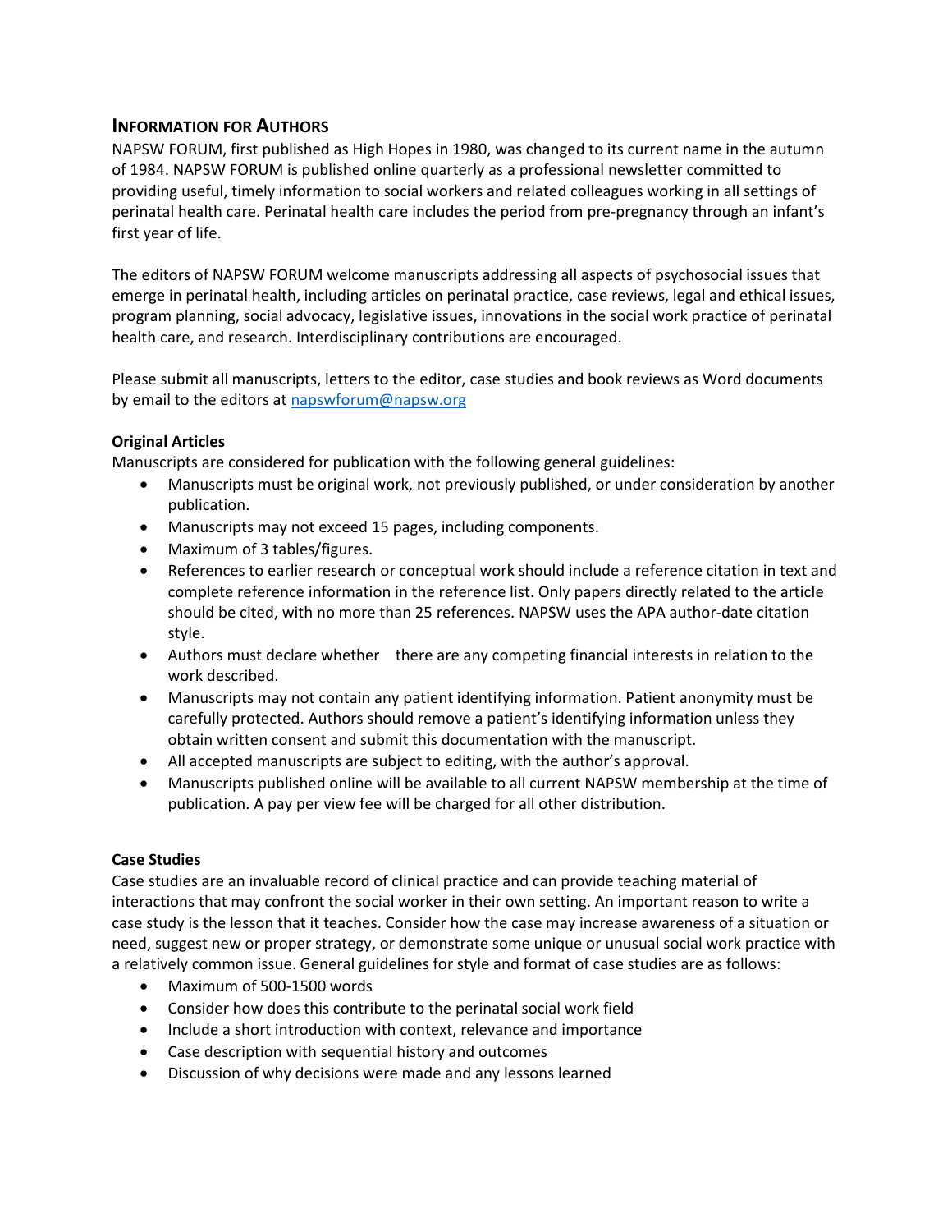## INFORMATION FOR AUTHORS

NAPSW FORUM, first published as High Hopes in 1980, was changed to its current name in the autumn of 1984. NAPSW FORUM is published online quarterly as a professional newsletter committed to providing useful, timely information to social workers and related colleagues working in all settings of perinatal health care. Perinatal health care includes the period from pre-pregnancy through an infant's first year of life.

The editors of NAPSW FORUM welcome manuscripts addressing all aspects of psychosocial issues that emerge in perinatal health, including articles on perinatal practice, case reviews, legal and ethical issues, program planning, social advocacy, legislative issues, innovations in the social work practice of perinatal health care, and research. Interdisciplinary contributions are encouraged.

Please submit all manuscripts, letters to the editor, case studies and book reviews as Word documents by email to the editors at napswforum@napsw.org

### Original Articles

Manuscripts are considered for publication with the following general guidelines:

- Manuscripts must be original work, not previously published, or under consideration by another publication.
- Manuscripts may not exceed 15 pages, including components.
- Maximum of 3 tables/figures.
- References to earlier research or conceptual work should include a reference citation in text and complete reference information in the reference list. Only papers directly related to the article should be cited, with no more than 25 references. NAPSW uses the APA author-date citation style.
- Authors must declare whether there are any competing financial interests in relation to the work described.
- Manuscripts may not contain any patient identifying information. Patient anonymity must be carefully protected. Authors should remove a patient's identifying information unless they obtain written consent and submit this documentation with the manuscript.
- All accepted manuscripts are subject to editing, with the author's approval.
- Manuscripts published online will be available to all current NAPSW membership at the time of publication. A pay per view fee will be charged for all other distribution.

### Case Studies

Case studies are an invaluable record of clinical practice and can provide teaching material of interactions that may confront the social worker in their own setting. An important reason to write a case study is the lesson that it teaches. Consider how the case may increase awareness of a situation or need, suggest new or proper strategy, or demonstrate some unique or unusual social work practice with a relatively common issue. General guidelines for style and format of case studies are as follows:

- Maximum of 500-1500 words
- Consider how does this contribute to the perinatal social work field
- Include a short introduction with context, relevance and importance
- Case description with sequential history and outcomes
- Discussion of why decisions were made and any lessons learned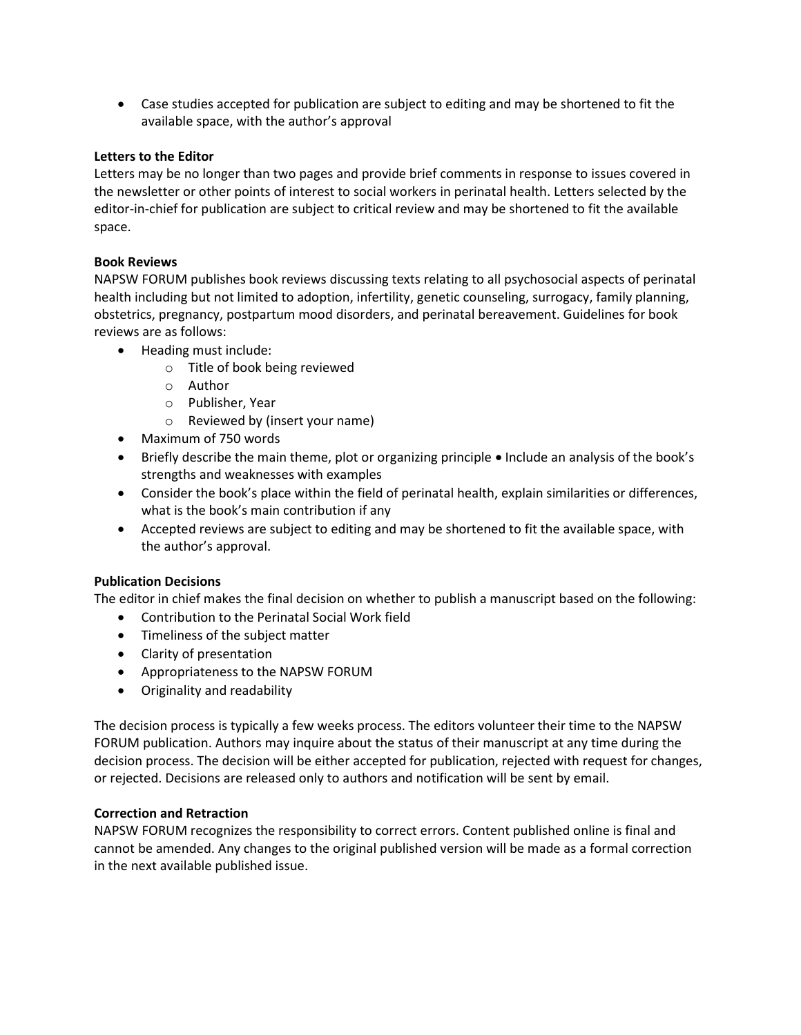- Case studies accepted for publication are subject to editing and may be shortened to fit the available space, with the author's approval

**Letters to the Editor**

Letters may be no longer than two pages and provide brief comments in response to issues covered in the newsletter or other points of interest to social workers in perinatal health. Letters selected by the editor-in-chief for publication are subject to critical review and may be shortened to fit the available space.

**Book Reviews**

NAPSW FORUM publishes book reviews discussing texts relating to all psychosocial aspects of perinatal health including but not limited to adoption, infertility, genetic counseling, surrogacy, family planning, obstetrics, pregnancy, postpartum mood disorders, and perinatal bereavement. Guidelines for book reviews are as follows:

- Heading must include:
  - Title of book being reviewed
  - Author
  - Publisher, Year
  - Reviewed by (insert your name)
- Maximum of 750 words
- Briefly describe the main theme, plot or organizing principle • Include an analysis of the book's strengths and weaknesses with examples
- Consider the book's place within the field of perinatal health, explain similarities or differences, what is the book's main contribution if any
- Accepted reviews are subject to editing and may be shortened to fit the available space, with the author's approval.

**Publication Decisions**

The editor in chief makes the final decision on whether to publish a manuscript based on the following:

- Contribution to the Perinatal Social Work field
- Timeliness of the subject matter
- Clarity of presentation
- Appropriateness to the NAPSW FORUM
- Originality and readability

The decision process is typically a few weeks process. The editors volunteer their time to the NAPSW FORUM publication. Authors may inquire about the status of their manuscript at any time during the decision process. The decision will be either accepted for publication, rejected with request for changes, or rejected. Decisions are released only to authors and notification will be sent by email.

**Correction and Retraction**

NAPSW FORUM recognizes the responsibility to correct errors. Content published online is final and cannot be amended. Any changes to the original published version will be made as a formal correction in the next available published issue.